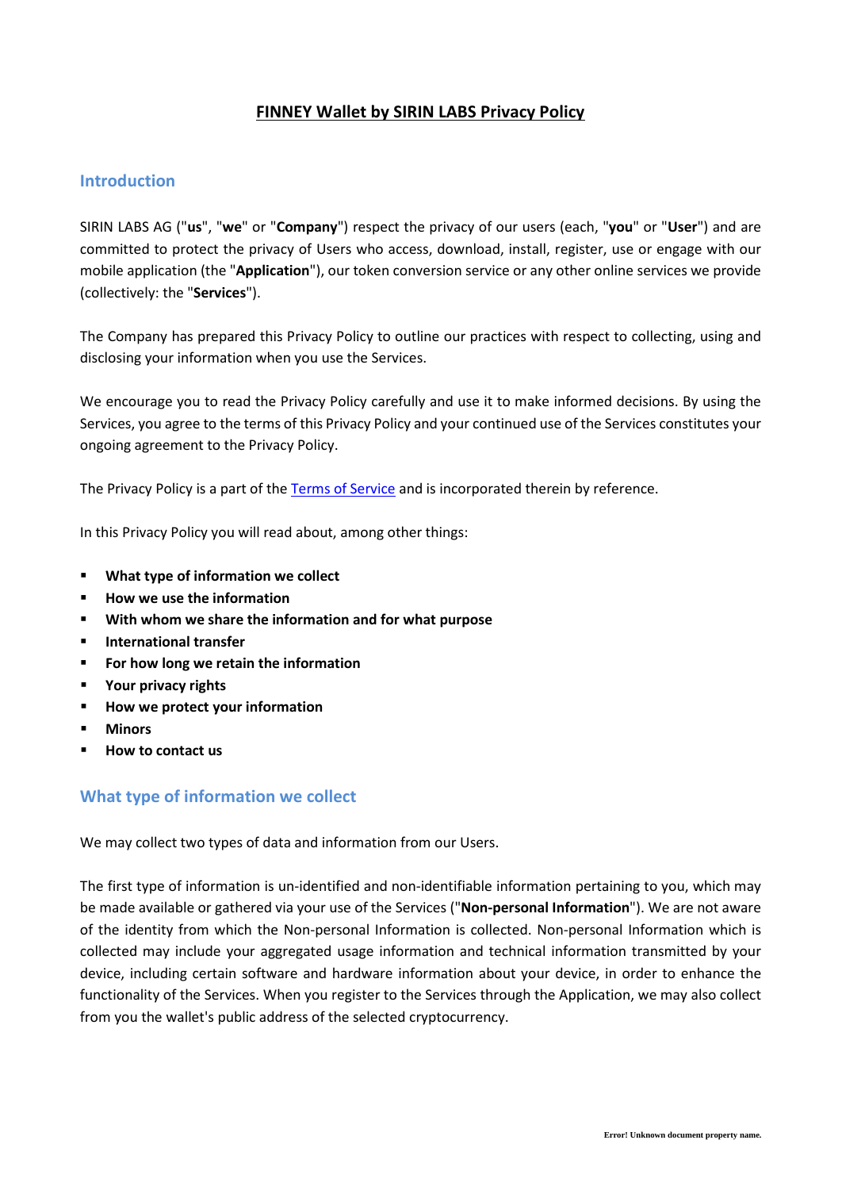# FINNEY Wallet by SIRIN LABS Privacy Policy

## Introduction

SIRIN LABS AG ("**us**", "**we**" or "**Company**") respect the privacy of our users (each, "**you**" or "**User**") and are committed to protect the privacy of Users who access, download, install, register, use or engage with our mobile application (the "**Application**"), our token conversion service or any other online services we provide (collectively: the "**Services**").

The Company has prepared this Privacy Policy to outline our practices with respect to collecting, using and disclosing your information when you use the Services.

We encourage you to read the Privacy Policy carefully and use it to make informed decisions. By using the Services, you agree to the terms of this Privacy Policy and your continued use of the Services constitutes your ongoing agreement to the Privacy Policy.

The Privacy Policy is a part of the Terms of Service and is incorporated therein by reference.

In this Privacy Policy you will read about, among other things:

- **What type of information we collect**
- **How we use the information**
- **With whom we share the information and for what purpose**
- **International transfer**
- **For how long we retain the information**
- **Your privacy rights**
- **How we protect your information**
- **Minors**
- **How to contact us**

## What type of information we collect

We may collect two types of data and information from our Users.

The first type of information is un-identified and non-identifiable information pertaining to you, which may be made available or gathered via your use of the Services ("**Non-personal Information**"). We are not aware of the identity from which the Non-personal Information is collected. Non-personal Information which is collected may include your aggregated usage information and technical information transmitted by your device, including certain software and hardware information about your device, in order to enhance the functionality of the Services. When you register to the Services through the Application, we may also collect from you the wallet's public address of the selected cryptocurrency.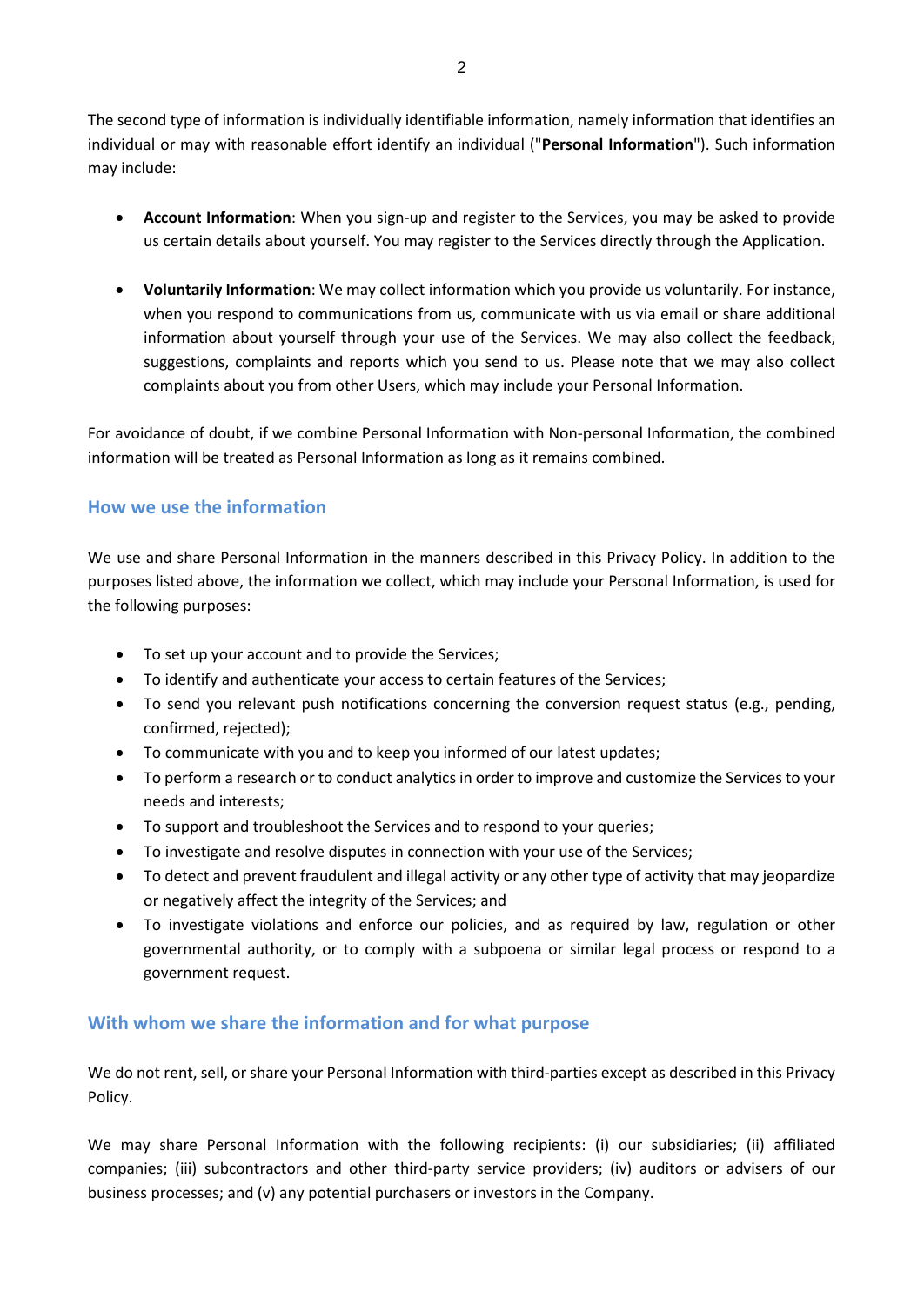The second type of information is individually identifiable information, namely information that identifies an individual or may with reasonable effort identify an individual ("**Personal Information**"). Such information may include:

- **Account Information**: When you sign-up and register to the Services, you may be asked to provide us certain details about yourself. You may register to the Services directly through the Application.

- **Voluntarily Information**: We may collect information which you provide us voluntarily. For instance, when you respond to communications from us, communicate with us via email or share additional information about yourself through your use of the Services. We may also collect the feedback, suggestions, complaints and reports which you send to us. Please note that we may also collect complaints about you from other Users, which may include your Personal Information.

For avoidance of doubt, if we combine Personal Information with Non-personal Information, the combined information will be treated as Personal Information as long as it remains combined.

## How we use the information

We use and share Personal Information in the manners described in this Privacy Policy. In addition to the purposes listed above, the information we collect, which may include your Personal Information, is used for the following purposes:

- To set up your account and to provide the Services;
- To identify and authenticate your access to certain features of the Services;
- To send you relevant push notifications concerning the conversion request status (e.g., pending, confirmed, rejected);
- To communicate with you and to keep you informed of our latest updates;
- To perform a research or to conduct analytics in order to improve and customize the Services to your needs and interests;
- To support and troubleshoot the Services and to respond to your queries;
- To investigate and resolve disputes in connection with your use of the Services;
- To detect and prevent fraudulent and illegal activity or any other type of activity that may jeopardize or negatively affect the integrity of the Services; and
- To investigate violations and enforce our policies, and as required by law, regulation or other governmental authority, or to comply with a subpoena or similar legal process or respond to a government request.

## With whom we share the information and for what purpose

We do not rent, sell, or share your Personal Information with third-parties except as described in this Privacy Policy.

We may share Personal Information with the following recipients: (i) our subsidiaries; (ii) affiliated companies; (iii) subcontractors and other third-party service providers; (iv) auditors or advisers of our business processes; and (v) any potential purchasers or investors in the Company.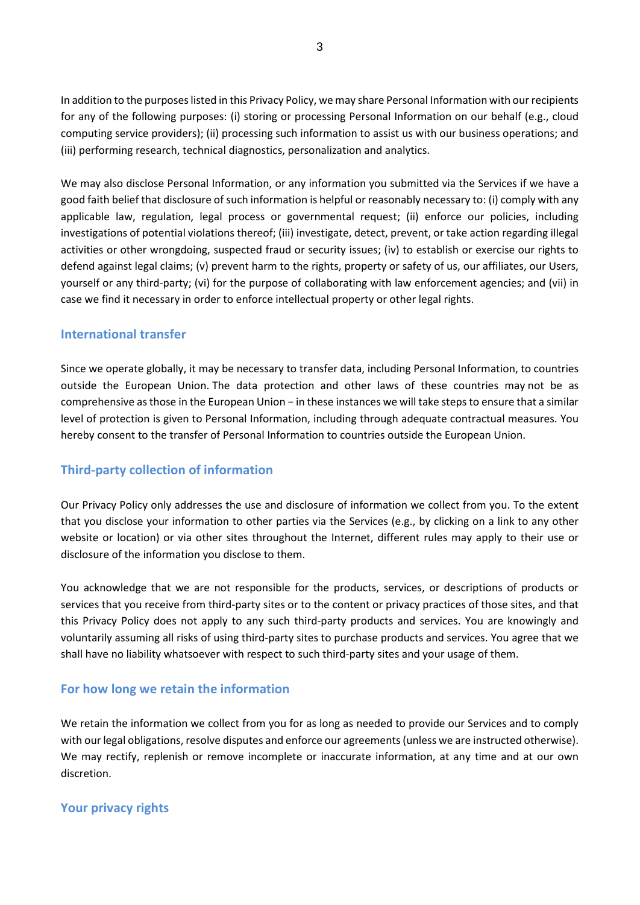In addition to the purposes listed in this Privacy Policy, we may share Personal Information with our recipients for any of the following purposes: (i) storing or processing Personal Information on our behalf (e.g., cloud computing service providers); (ii) processing such information to assist us with our business operations; and (iii) performing research, technical diagnostics, personalization and analytics.

We may also disclose Personal Information, or any information you submitted via the Services if we have a good faith belief that disclosure of such information is helpful or reasonably necessary to: (i) comply with any applicable law, regulation, legal process or governmental request; (ii) enforce our policies, including investigations of potential violations thereof; (iii) investigate, detect, prevent, or take action regarding illegal activities or other wrongdoing, suspected fraud or security issues; (iv) to establish or exercise our rights to defend against legal claims; (v) prevent harm to the rights, property or safety of us, our affiliates, our Users, yourself or any third-party; (vi) for the purpose of collaborating with law enforcement agencies; and (vii) in case we find it necessary in order to enforce intellectual property or other legal rights.

## International transfer

Since we operate globally, it may be necessary to transfer data, including Personal Information, to countries outside the European Union. The data protection and other laws of these countries may not be as comprehensive as those in the European Union − in these instances we will take steps to ensure that a similar level of protection is given to Personal Information, including through adequate contractual measures. You hereby consent to the transfer of Personal Information to countries outside the European Union.

## Third-party collection of information

Our Privacy Policy only addresses the use and disclosure of information we collect from you. To the extent that you disclose your information to other parties via the Services (e.g., by clicking on a link to any other website or location) or via other sites throughout the Internet, different rules may apply to their use or disclosure of the information you disclose to them.

You acknowledge that we are not responsible for the products, services, or descriptions of products or services that you receive from third-party sites or to the content or privacy practices of those sites, and that this Privacy Policy does not apply to any such third-party products and services. You are knowingly and voluntarily assuming all risks of using third-party sites to purchase products and services. You agree that we shall have no liability whatsoever with respect to such third-party sites and your usage of them.

## For how long we retain the information

We retain the information we collect from you for as long as needed to provide our Services and to comply with our legal obligations, resolve disputes and enforce our agreements (unless we are instructed otherwise). We may rectify, replenish or remove incomplete or inaccurate information, at any time and at our own discretion.

## Your privacy rights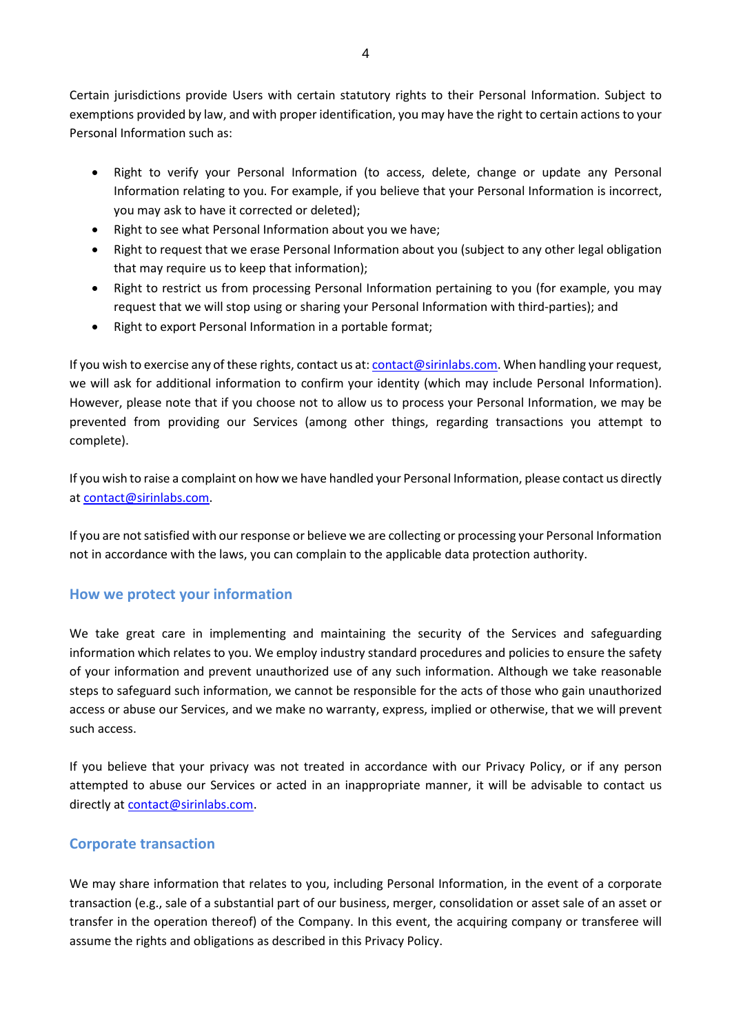Certain jurisdictions provide Users with certain statutory rights to their Personal Information. Subject to exemptions provided by law, and with proper identification, you may have the right to certain actions to your Personal Information such as:

- Right to verify your Personal Information (to access, delete, change or update any Personal Information relating to you. For example, if you believe that your Personal Information is incorrect, you may ask to have it corrected or deleted);
- Right to see what Personal Information about you we have;
- Right to request that we erase Personal Information about you (subject to any other legal obligation that may require us to keep that information);
- Right to restrict us from processing Personal Information pertaining to you (for example, you may request that we will stop using or sharing your Personal Information with third-parties); and
- Right to export Personal Information in a portable format;

If you wish to exercise any of these rights, contact us at: contact@sirinlabs.com. When handling your request, we will ask for additional information to confirm your identity (which may include Personal Information). However, please note that if you choose not to allow us to process your Personal Information, we may be prevented from providing our Services (among other things, regarding transactions you attempt to complete).

If you wish to raise a complaint on how we have handled your Personal Information, please contact us directly at contact@sirinlabs.com.

If you are not satisfied with our response or believe we are collecting or processing your Personal Information not in accordance with the laws, you can complain to the applicable data protection authority.

## How we protect your information

We take great care in implementing and maintaining the security of the Services and safeguarding information which relates to you. We employ industry standard procedures and policies to ensure the safety of your information and prevent unauthorized use of any such information. Although we take reasonable steps to safeguard such information, we cannot be responsible for the acts of those who gain unauthorized access or abuse our Services, and we make no warranty, express, implied or otherwise, that we will prevent such access.

If you believe that your privacy was not treated in accordance with our Privacy Policy, or if any person attempted to abuse our Services or acted in an inappropriate manner, it will be advisable to contact us directly at contact@sirinlabs.com.

## Corporate transaction

We may share information that relates to you, including Personal Information, in the event of a corporate transaction (e.g., sale of a substantial part of our business, merger, consolidation or asset sale of an asset or transfer in the operation thereof) of the Company. In this event, the acquiring company or transferee will assume the rights and obligations as described in this Privacy Policy.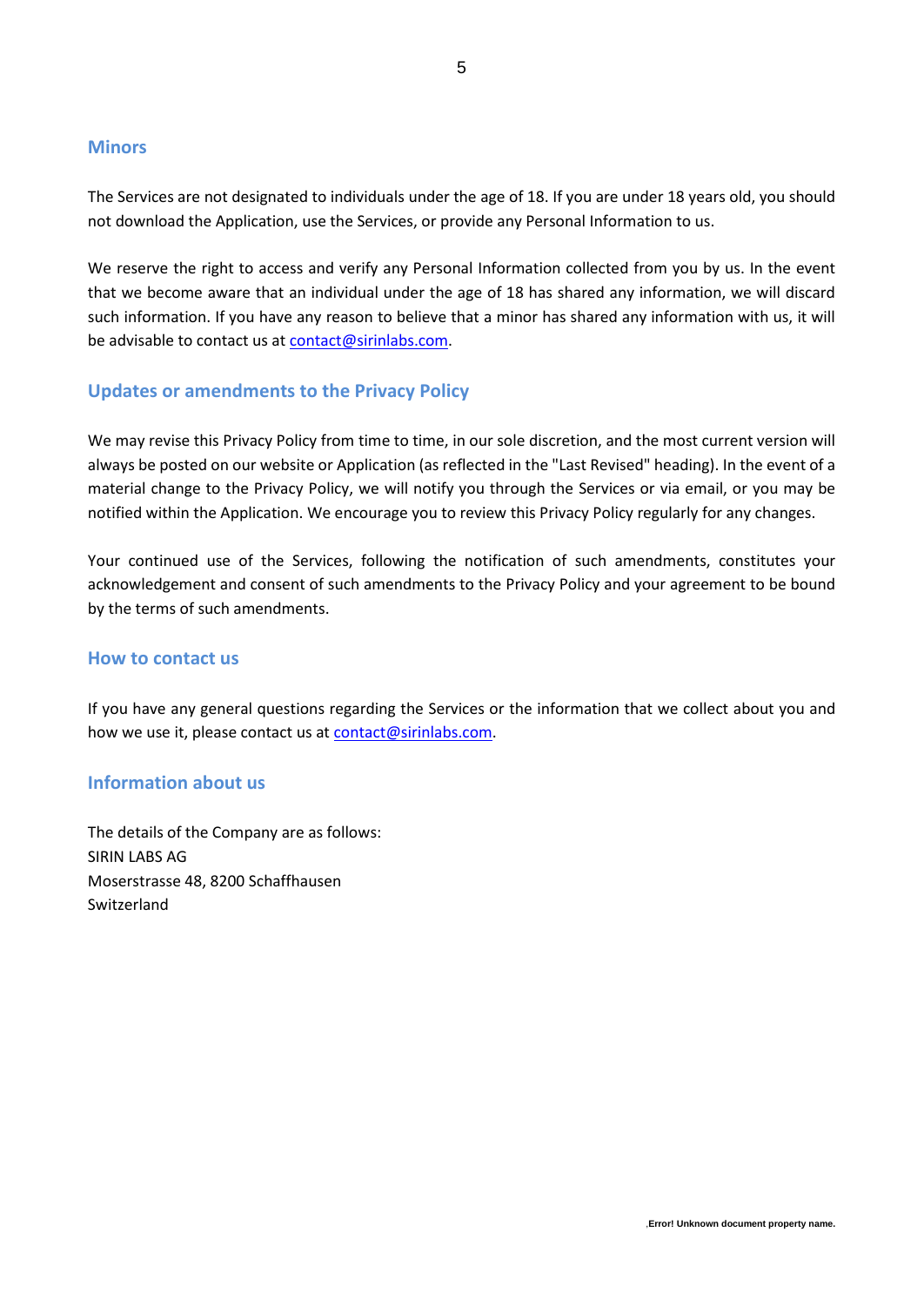## Minors

The Services are not designated to individuals under the age of 18. If you are under 18 years old, you should not download the Application, use the Services, or provide any Personal Information to us.

We reserve the right to access and verify any Personal Information collected from you by us. In the event that we become aware that an individual under the age of 18 has shared any information, we will discard such information. If you have any reason to believe that a minor has shared any information with us, it will be advisable to contact us at [contact@sirinlabs.com](mailto:contact@sirinlabs.com).

## Updates or amendments to the Privacy Policy

We may revise this Privacy Policy from time to time, in our sole discretion, and the most current version will always be posted on our website or Application (as reflected in the "Last Revised" heading). In the event of a material change to the Privacy Policy, we will notify you through the Services or via email, or you may be notified within the Application. We encourage you to review this Privacy Policy regularly for any changes.

Your continued use of the Services, following the notification of such amendments, constitutes your acknowledgement and consent of such amendments to the Privacy Policy and your agreement to be bound by the terms of such amendments.

## How to contact us

If you have any general questions regarding the Services or the information that we collect about you and how we use it, please contact us at [contact@sirinlabs.com](mailto:contact@sirinlabs.com).

## Information about us

The details of the Company are as follows:
SIRIN LABS AG
Moserstrasse 48, 8200 Schaffhausen
Switzerland